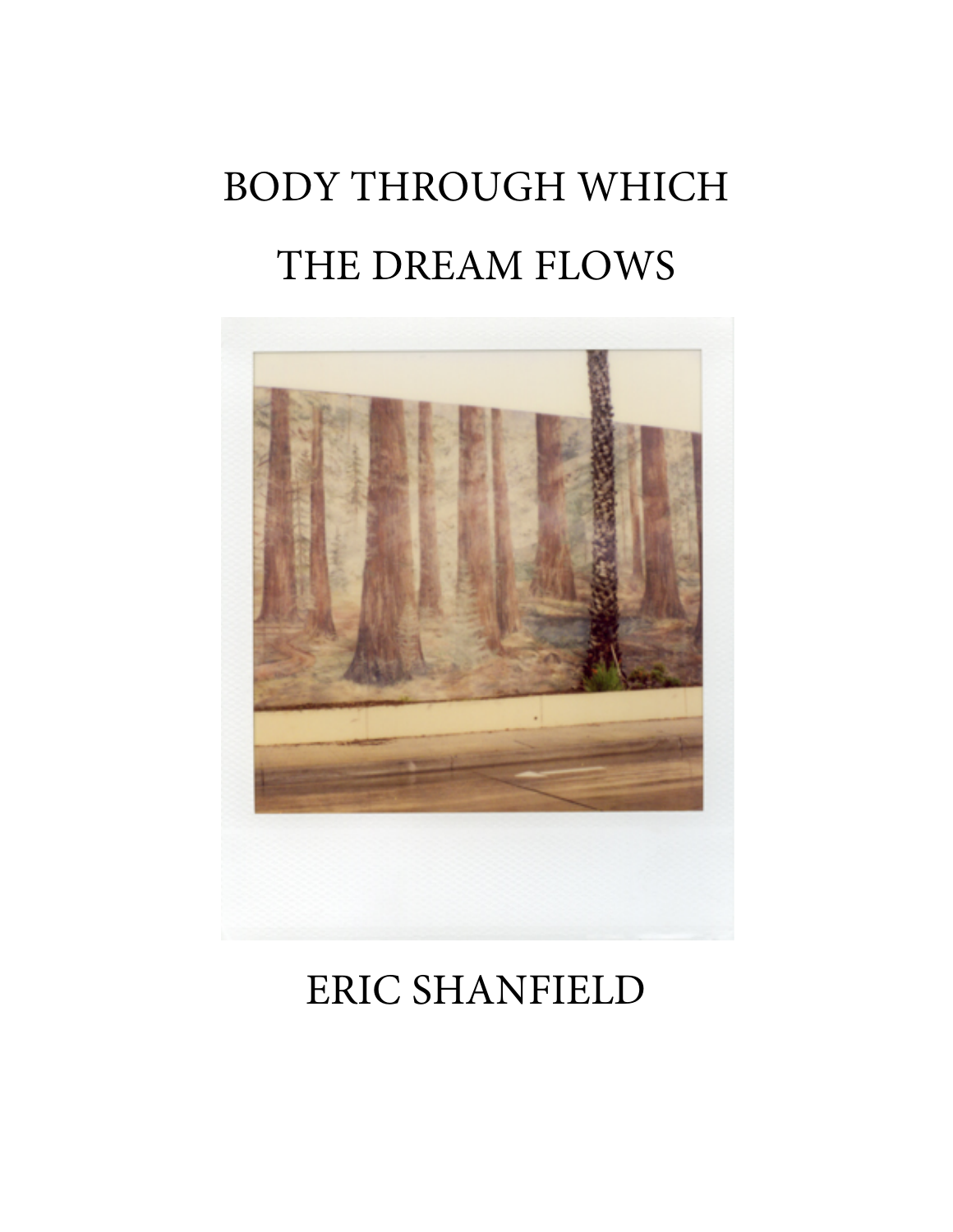# BODY THROUGH WHICH THE DREAM FLOWS

ERIC SHANFIELD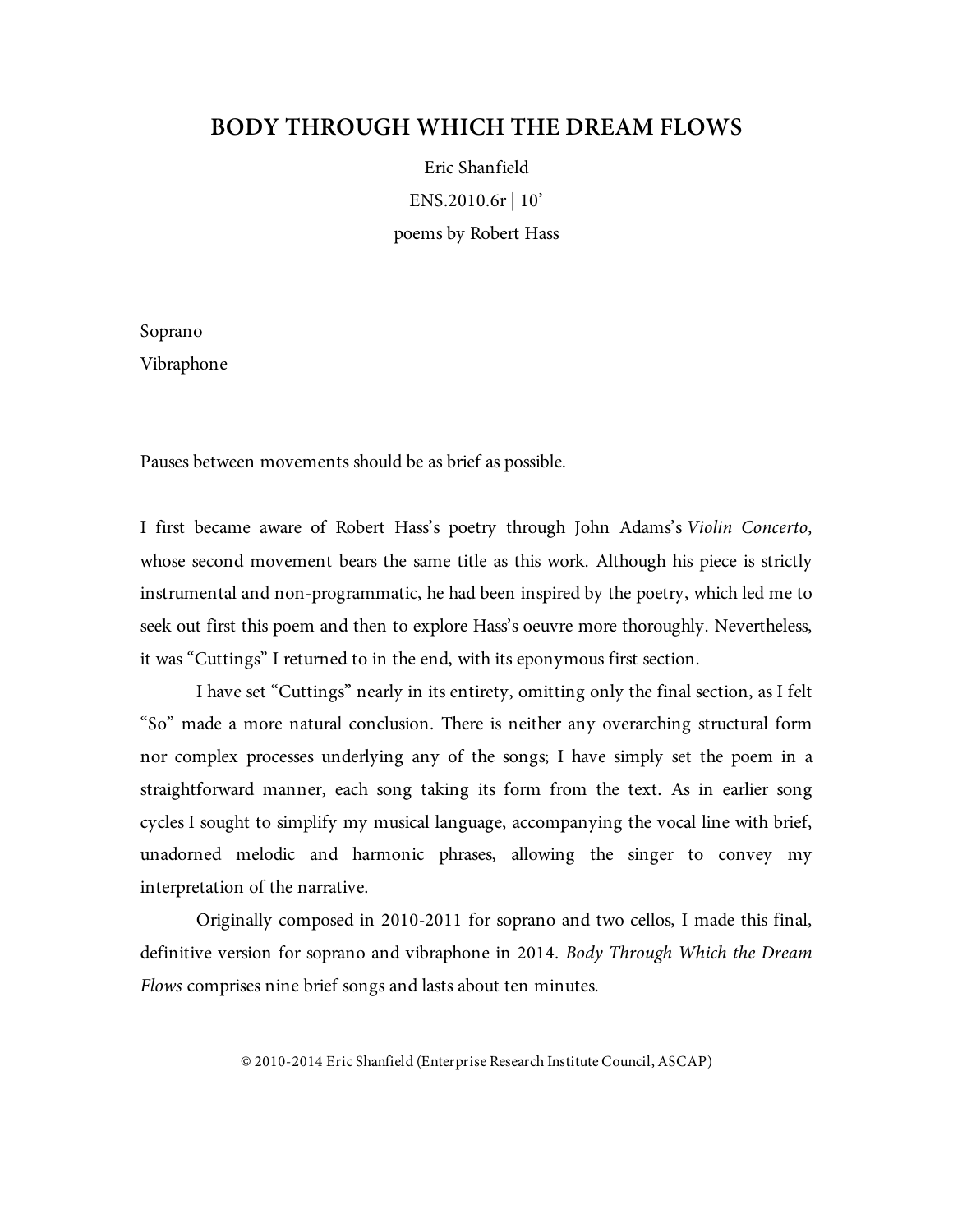# BODY THROUGH WHICH THE DREAM FLOWS

Eric Shanfield

ENS.2010.6r | 10’

poems by Robert Hass

Soprano

Vibraphone

Pauses between movements should be as brief as possible.

I first became aware of Robert Hass’s poetry through John Adams’s *Violin Concerto*, whose second movement bears the same title as this work. Although his piece is strictly instrumental and non-programmatic, he had been inspired by the poetry, which led me to seek out first this poem and then to explore Hass’s oeuvre more thoroughly. Nevertheless, it was “Cuttings” I returned to in the end, with its eponymous first section.

I have set “Cuttings” nearly in its entirety, omitting only the final section, as I felt “So” made a more natural conclusion. There is neither any overarching structural form nor complex processes underlying any of the songs; I have simply set the poem in a straightforward manner, each song taking its form from the text. As in earlier song cycles I sought to simplify my musical language, accompanying the vocal line with brief, unadorned melodic and harmonic phrases, allowing the singer to convey my interpretation of the narrative.

Originally composed in 2010-2011 for soprano and two cellos, I made this final, definitive version for soprano and vibraphone in 2014. *Body Through Which the Dream Flows* comprises nine brief songs and lasts about ten minutes.

© 2010-2014 Eric Shanfield (Enterprise Research Institute Council, ASCAP)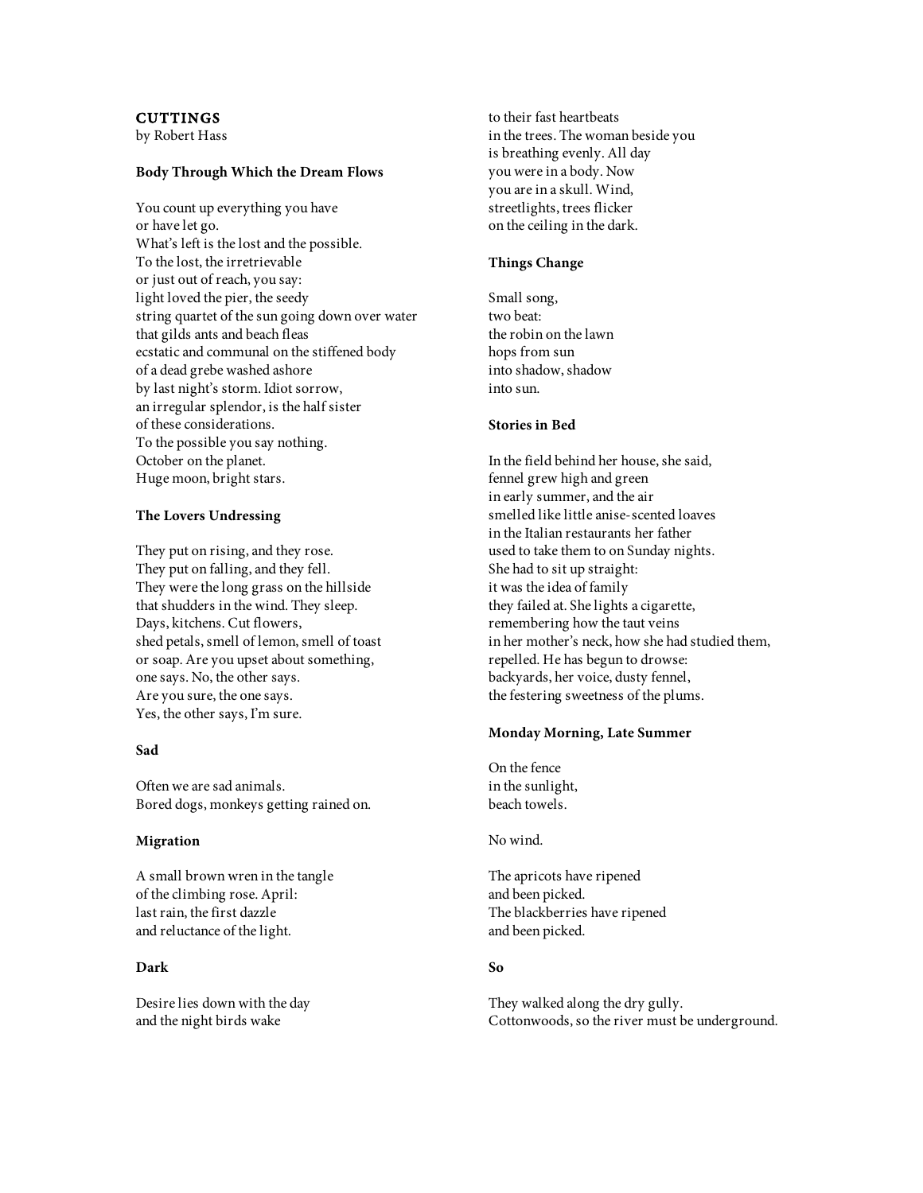## CUTTINGS

by Robert Hass

### Body Through Which the Dream Flows

You count up everything you have  
or have let go.  
What's left is the lost and the possible.  
To the lost, the irretrievable  
or just out of reach, you say:  
light loved the pier, the seedy  
string quartet of the sun going down over water  
that gilds ants and beach fleas  
ecstatic and communal on the stiffened body  
of a dead grebe washed ashore  
by last night's storm. Idiot sorrow,  
an irregular splendor, is the half sister  
of these considerations.  
To the possible you say nothing.  
October on the planet.  
Huge moon, bright stars.

### The Lovers Undressing

They put on rising, and they rose.  
They put on falling, and they fell.  
They were the long grass on the hillside  
that shudders in the wind. They sleep.  
Days, kitchens. Cut flowers,  
shed petals, smell of lemon, smell of toast  
or soap. Are you upset about something,  
one says. No, the other says.  
Are you sure, the one says.  
Yes, the other says, I'm sure.

### Sad

Often we are sad animals.  
Bored dogs, monkeys getting rained on.

### Migration

A small brown wren in the tangle  
of the climbing rose. April:  
last rain, the first dazzle  
and reluctance of the light.

### Dark

Desire lies down with the day  
and the night birds wake  
to their fast heartbeats  
in the trees. The woman beside you  
is breathing evenly. All day  
you were in a body. Now  
you are in a skull. Wind,  
streetlights, trees flicker  
on the ceiling in the dark.

### Things Change

Small song,  
two beat:  
the robin on the lawn  
hops from sun  
into shadow, shadow  
into sun.

### Stories in Bed

In the field behind her house, she said,  
fennel grew high and green  
in early summer, and the air  
smelled like little anise-scented loaves  
in the Italian restaurants her father  
used to take them to on Sunday nights.  
She had to sit up straight:  
it was the idea of family  
they failed at. She lights a cigarette,  
remembering how the taut veins  
in her mother's neck, how she had studied them,  
repelled. He has begun to drowse:  
backyards, her voice, dusty fennel,  
the festering sweetness of the plums.

### Monday Morning, Late Summer

On the fence  
in the sunlight,  
beach towels.

No wind.

The apricots have ripened  
and been picked.  
The blackberries have ripened  
and been picked.

### So

They walked along the dry gully.  
Cottonwoods, so the river must be underground.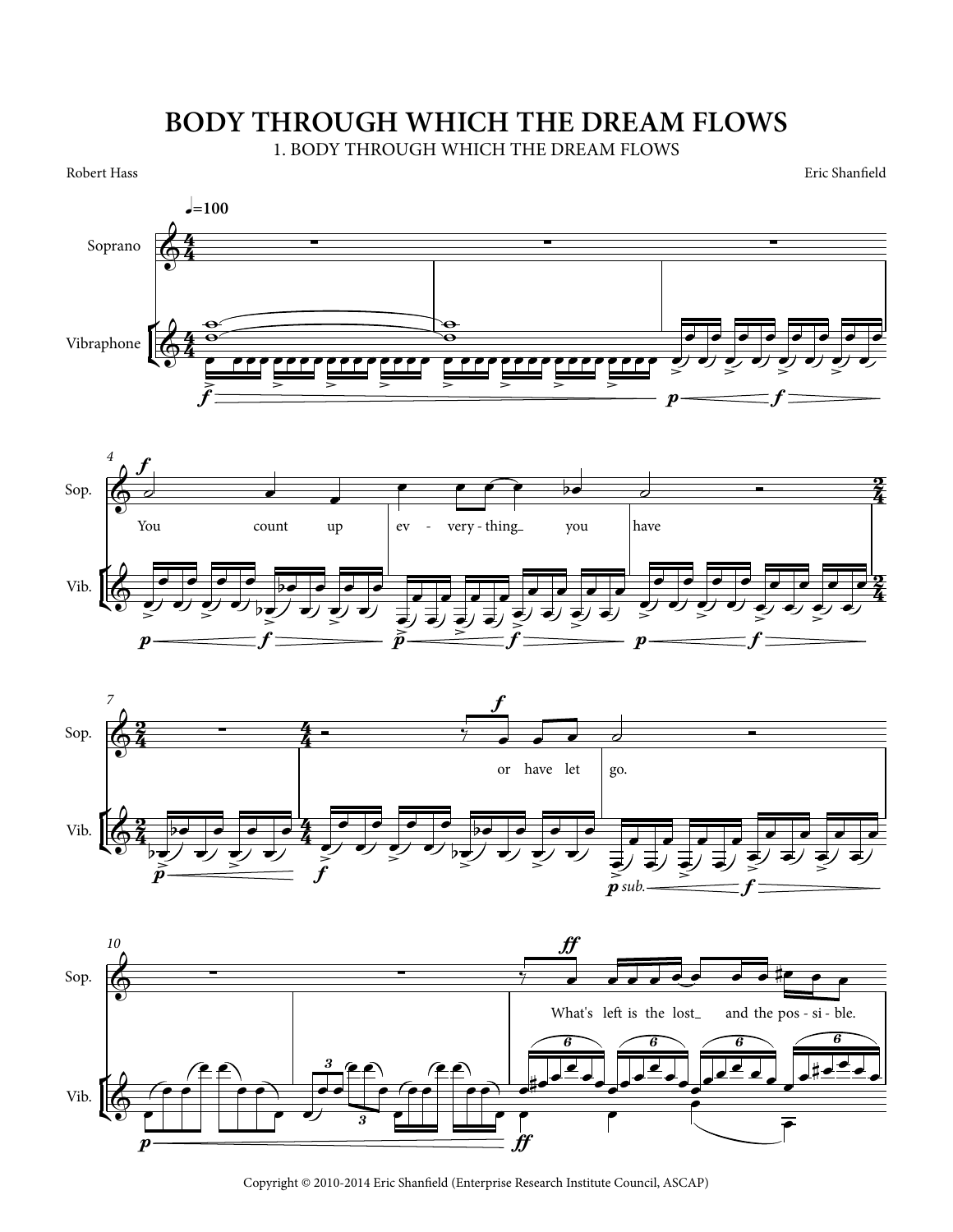# BODY THROUGH WHICH THE DREAM FLOWS

1. BODY THROUGH WHICH THE DREAM FLOWS

Robert Hass

Eric Shanfield

Copyright © 2010-2014 Eric Shanfield (Enterprise Research Institute Council, ASCAP)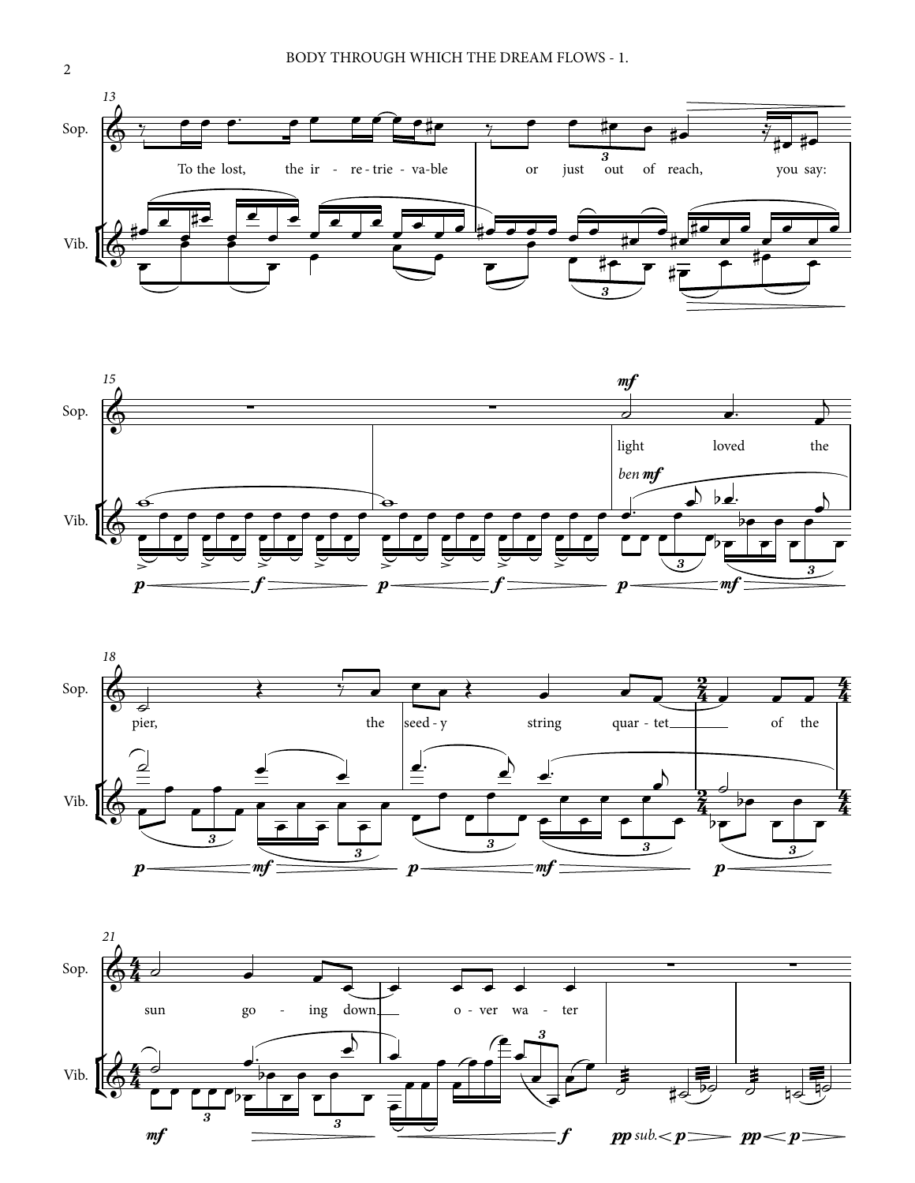To the lost, the ir - re - trie - va - ble or just out of reach, you say:

light loved the pier, the seed - y string quar - tet of the sun go - ing down o - ver wa - ter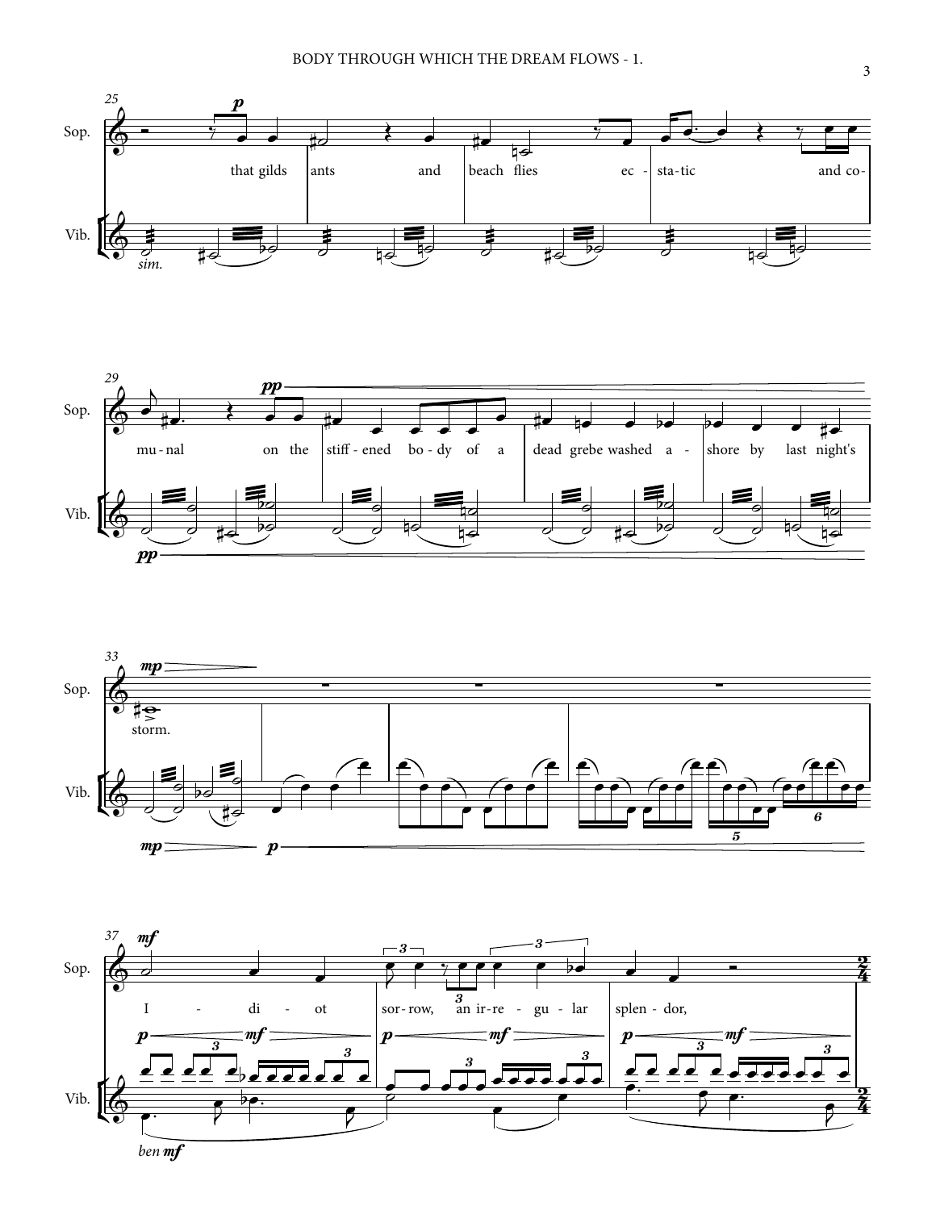that gilds ants and beach flies ecstatic and communal on the stiffened body of a dead grebe washed ashore by last night's storm.

Idiot sorrow, an irregular splendor,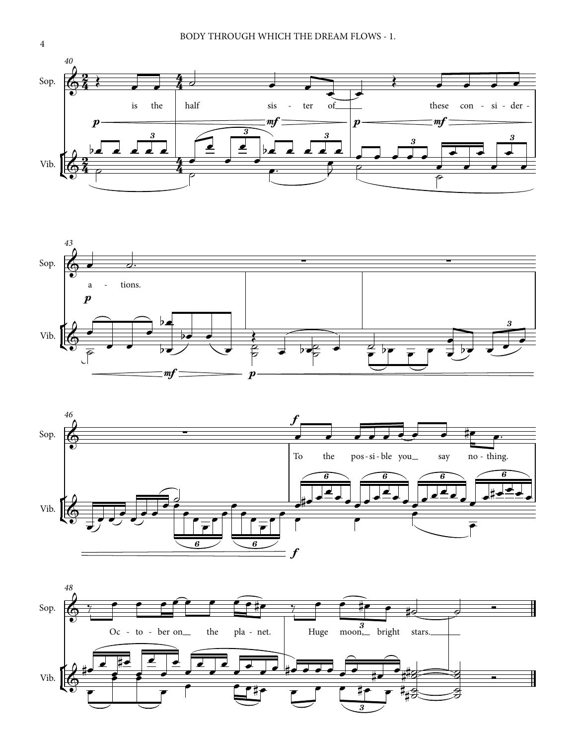is the half sis - ter of these con - si - der - a - tions.

To the pos - si - ble you say no - thing.

Oc - to - ber on the pla - net. Huge moon, bright stars.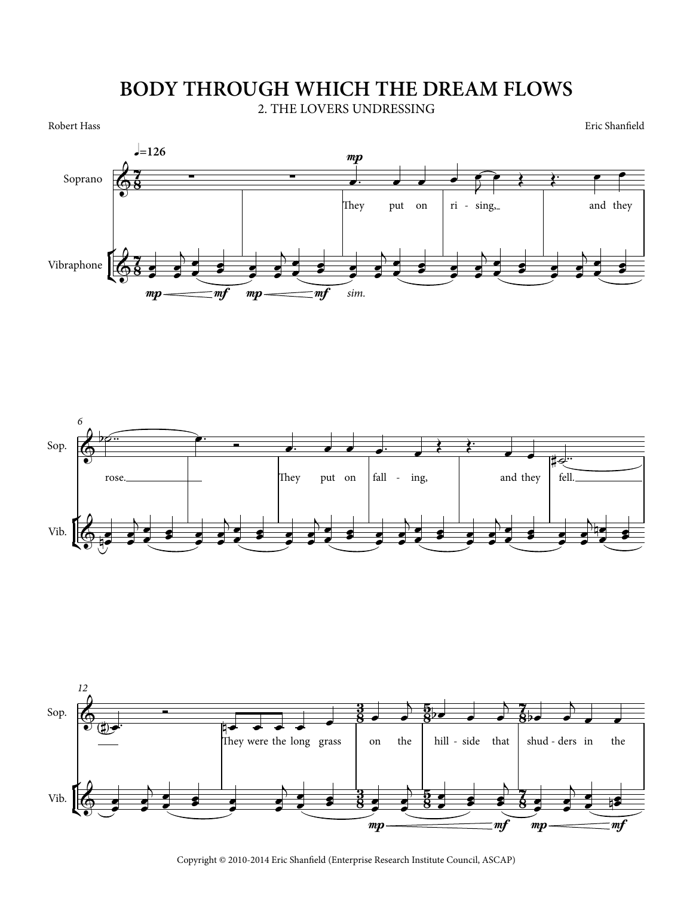# BODY THROUGH WHICH THE DREAM FLOWS

## 2. THE LOVERS UNDRESSING

Robert Hass

Eric Shanfield

Copyright © 2010-2014 Eric Shanfield (Enterprise Research Institute Council, ASCAP)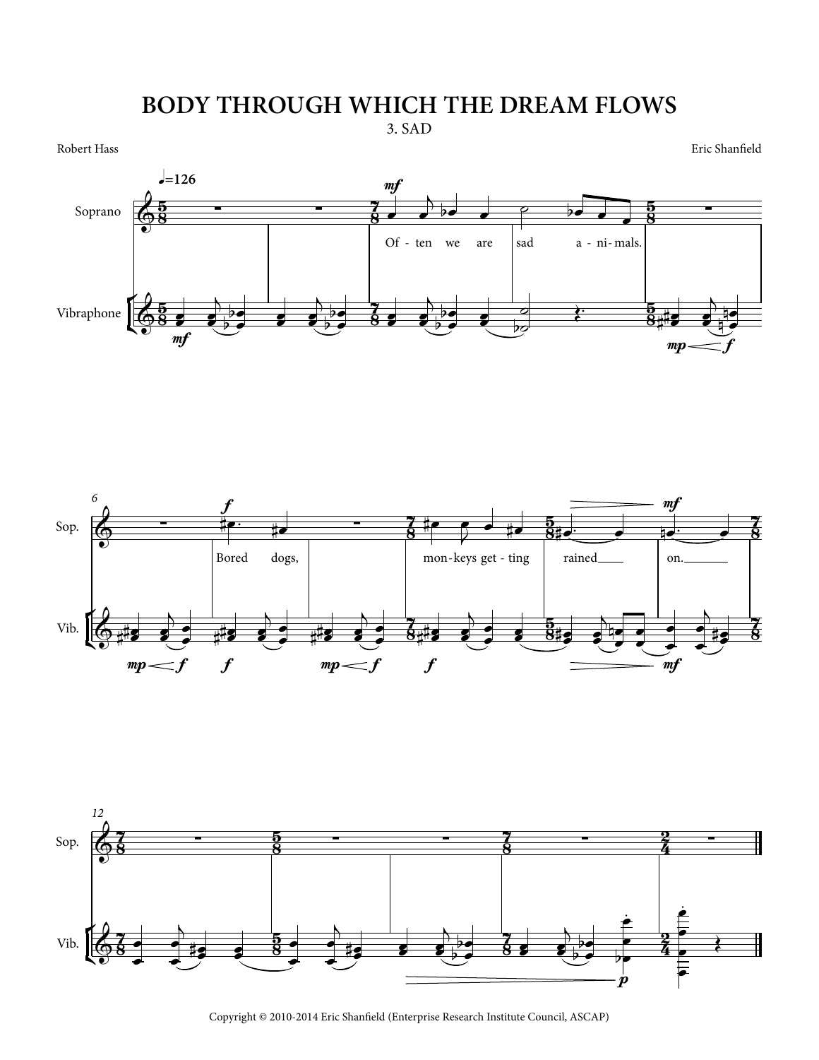# BODY THROUGH WHICH THE DREAM FLOWS

3. SAD

Robert Hass

Eric Shanfield

Copyright © 2010-2014 Eric Shanfield (Enterprise Research Institute Council, ASCAP)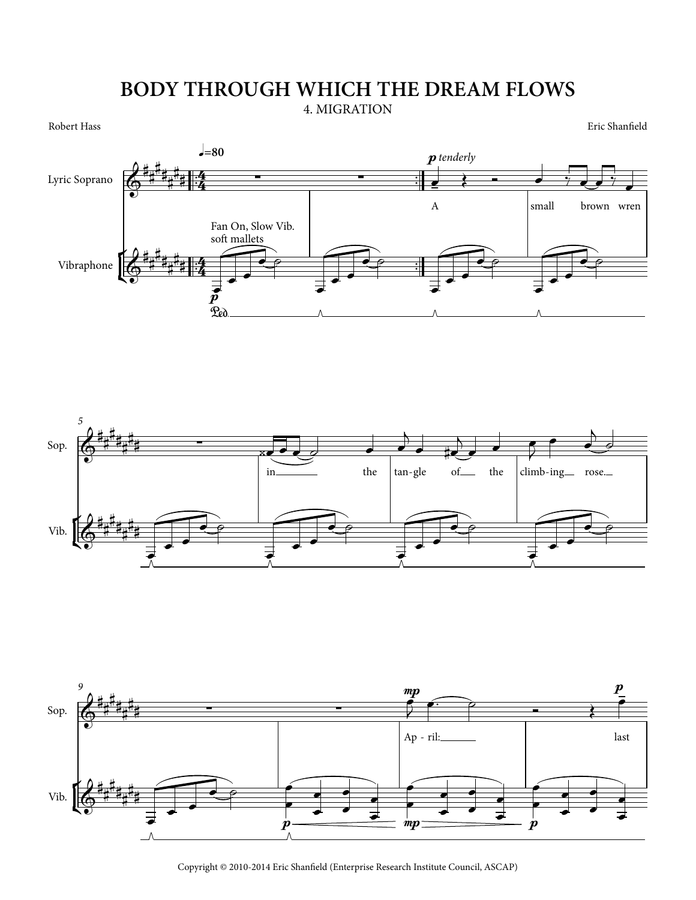# BODY THROUGH WHICH THE DREAM FLOWS

## 4. MIGRATION

Robert Hass

Eric Shanfield

Copyright © 2010-2014 Eric Shanfield (Enterprise Research Institute Council, ASCAP)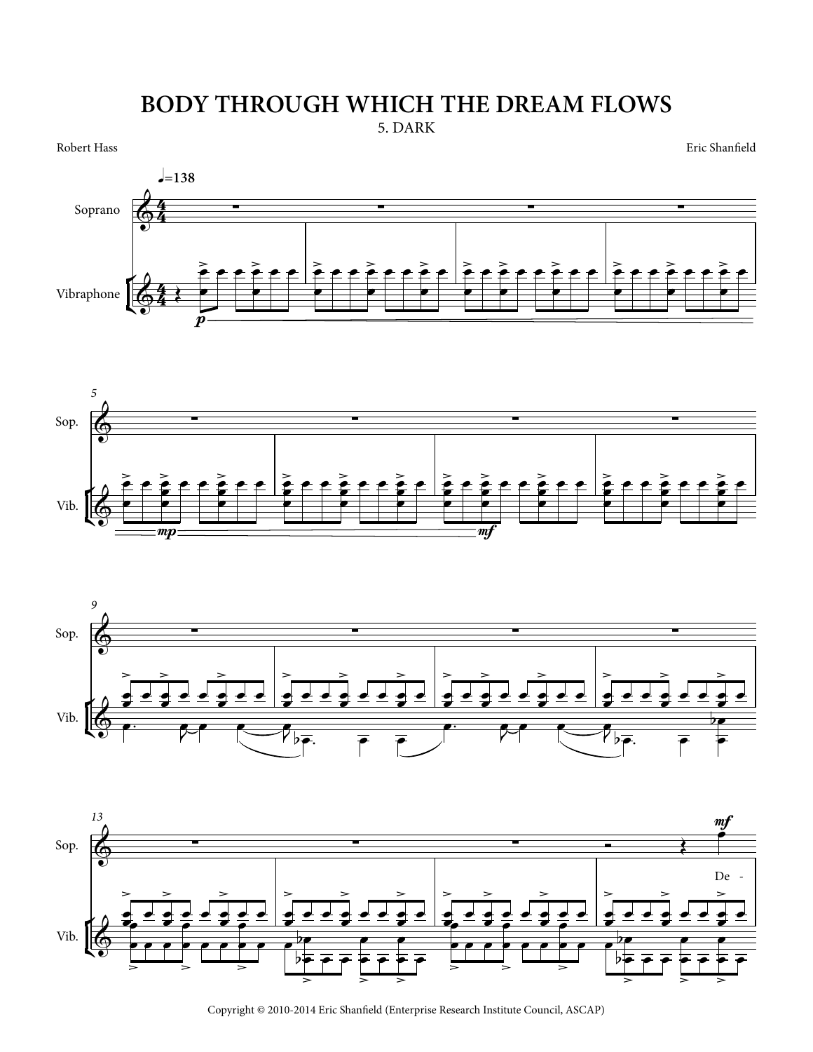# BODY THROUGH WHICH THE DREAM FLOWS

5. DARK

Robert Hass

Eric Shanfield

Copyright © 2010-2014 Eric Shanfield (Enterprise Research Institute Council, ASCAP)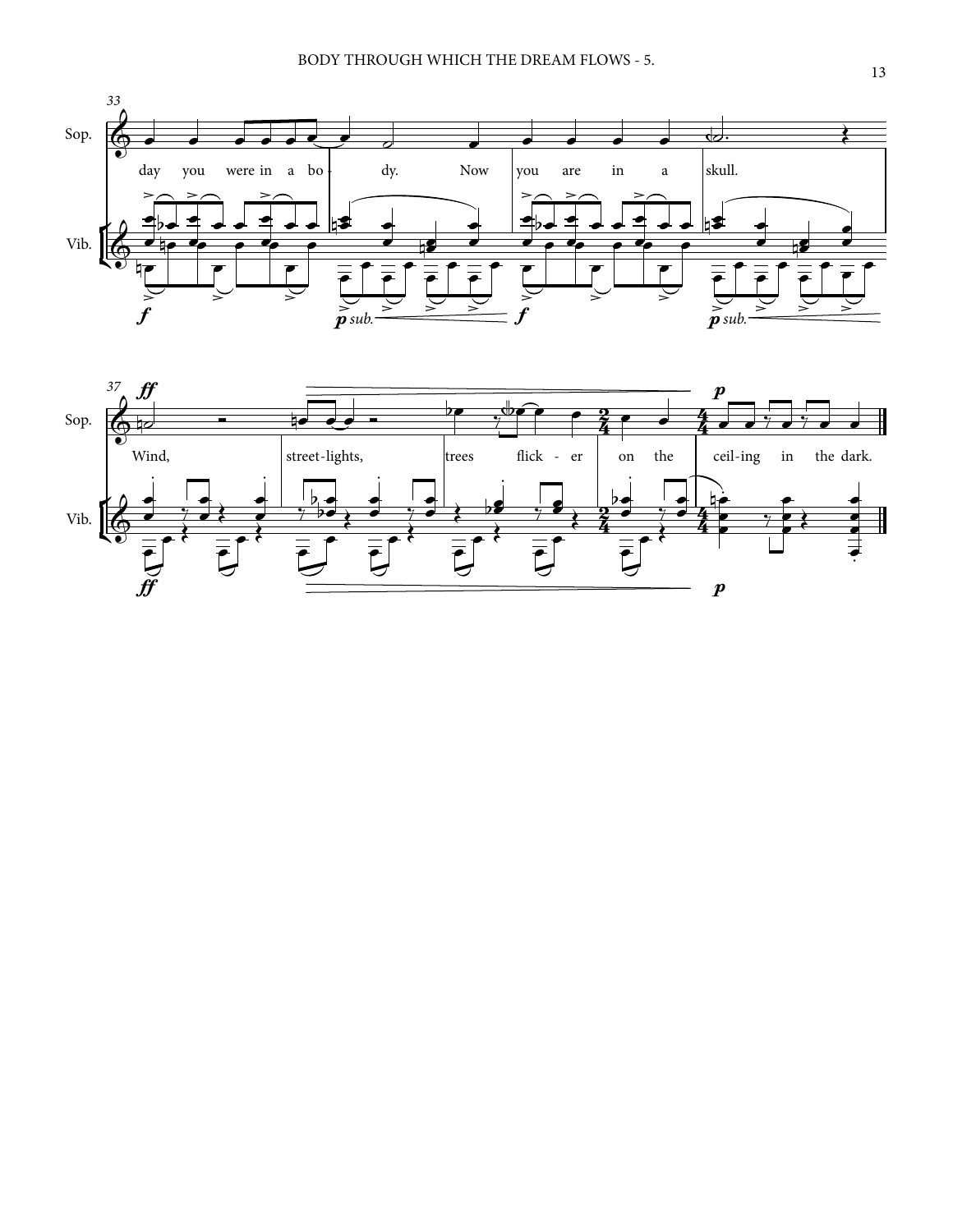33

Sop.

day you were in a bo - dy. Now you are in a skull.

Vib.

*f* *p sub.* *f* *p sub.*

37

Sop.

*ff* *p*

Wind, street-lights, trees flick - er on the ceil-ing in the dark.

Vib.

*ff* *p*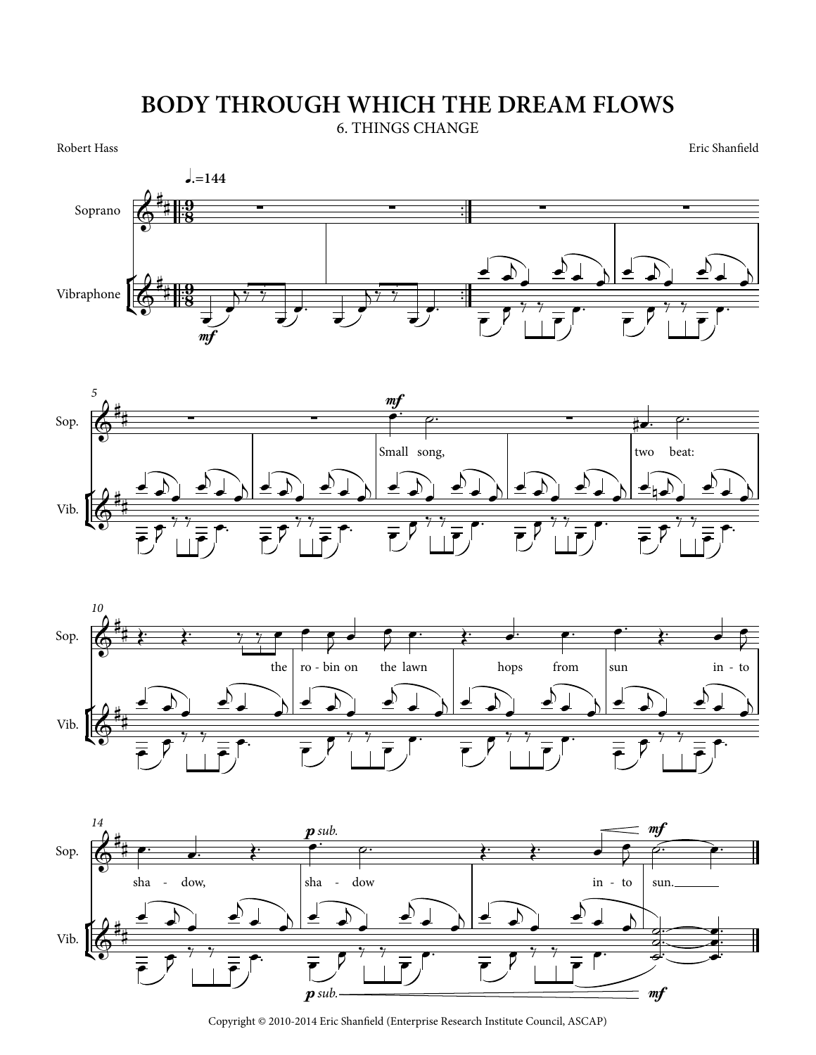# BODY THROUGH WHICH THE DREAM FLOWS

## 6. THINGS CHANGE

Robert Hass

Eric Shanfield

Copyright © 2010-2014 Eric Shanfield (Enterprise Research Institute Council, ASCAP)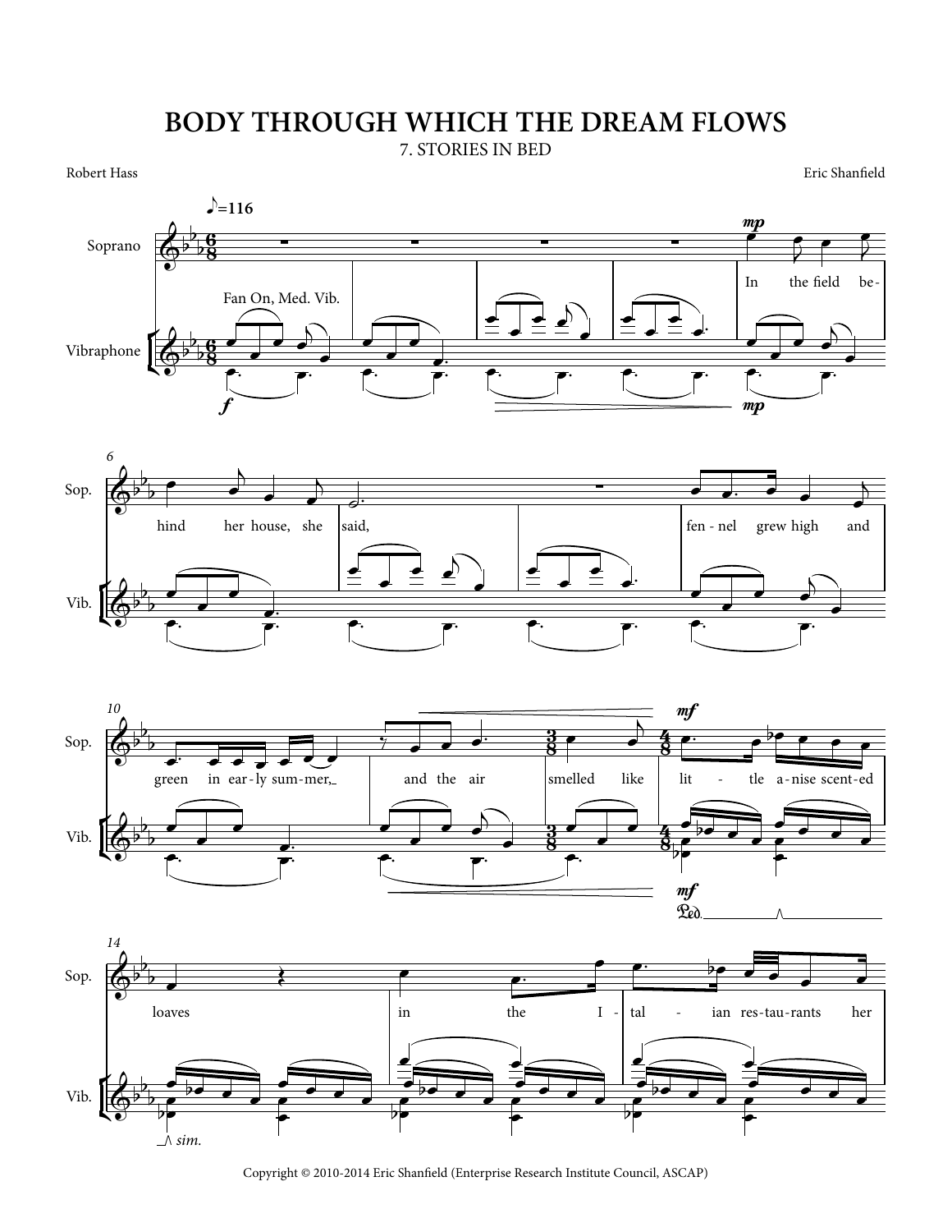# BODY THROUGH WHICH THE DREAM FLOWS

## 7. STORIES IN BED

Robert Hass

Eric Shanfield

Copyright © 2010-2014 Eric Shanfield (Enterprise Research Institute Council, ASCAP)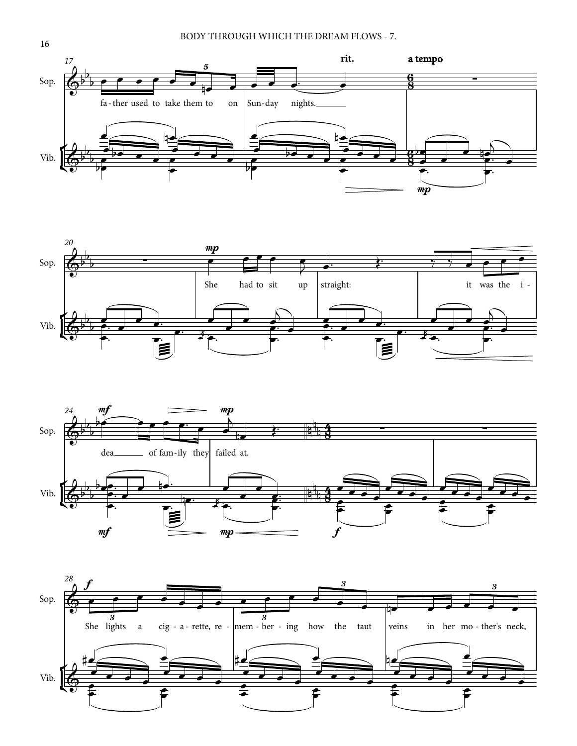rit. a tempo

fa-ther used to take them to on Sun-day nights.

She had to sit up straight: it was the i-dea of fam-ily they failed at.

She lights a cig-a-rette, re-mem-ber-ing how the taut veins in her mo-ther's neck,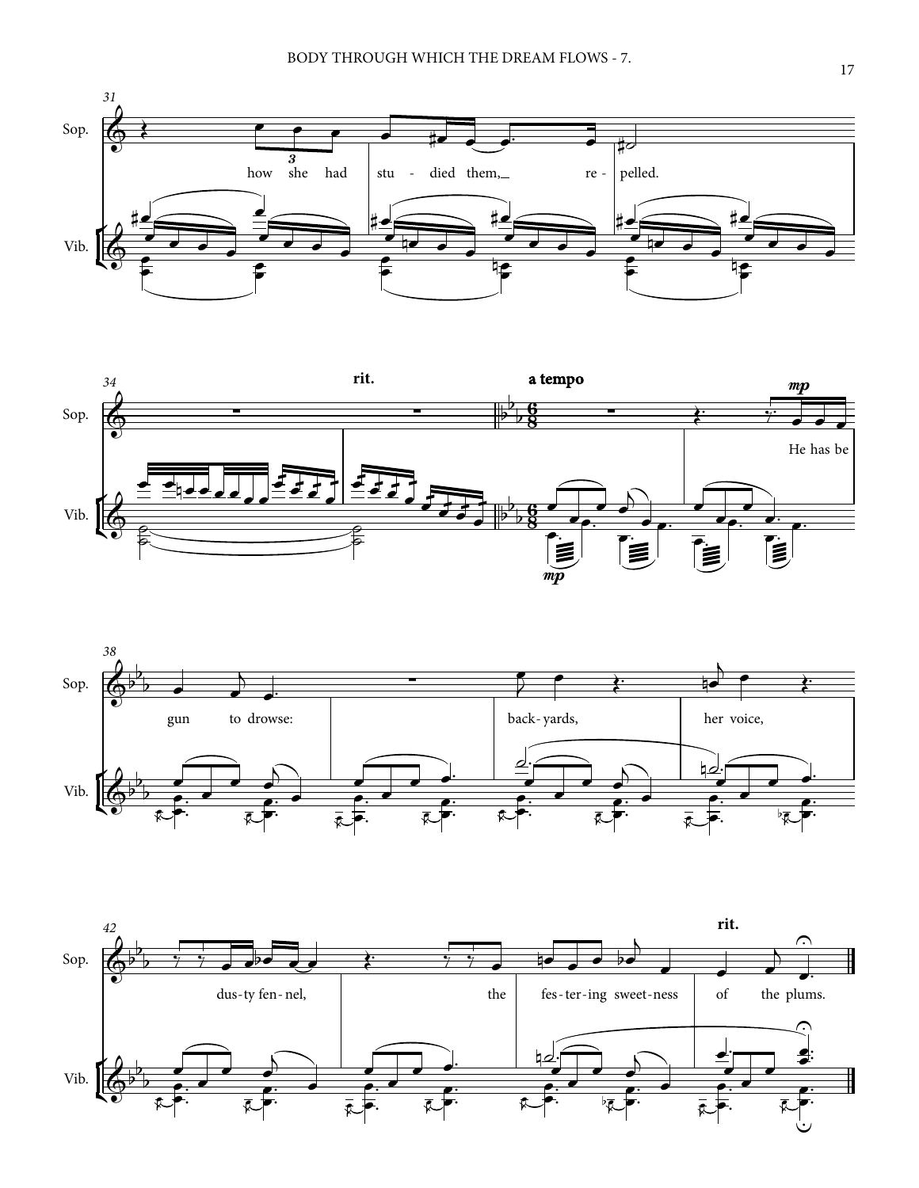31

Sop.

how she had stu - died them, re - pelled.

Vib.

34 rit. a tempo

*mp*

He has be

*mp*

38

gun to drowse: back- yards, her voice,

42 rit.

dus-ty fen-nel, the fes-ter-ing sweet-ness of the plums.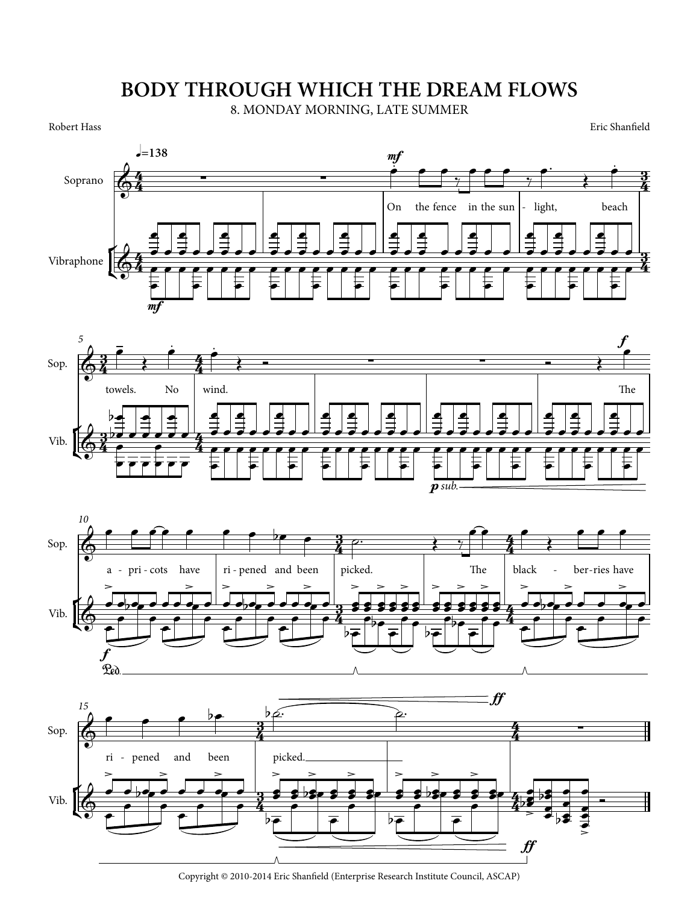# BODY THROUGH WHICH THE DREAM FLOWS

## 8. MONDAY MORNING, LATE SUMMER

Robert Hass

Eric Shanfield

Copyright © 2010-2014 Eric Shanfield (Enterprise Research Institute Council, ASCAP)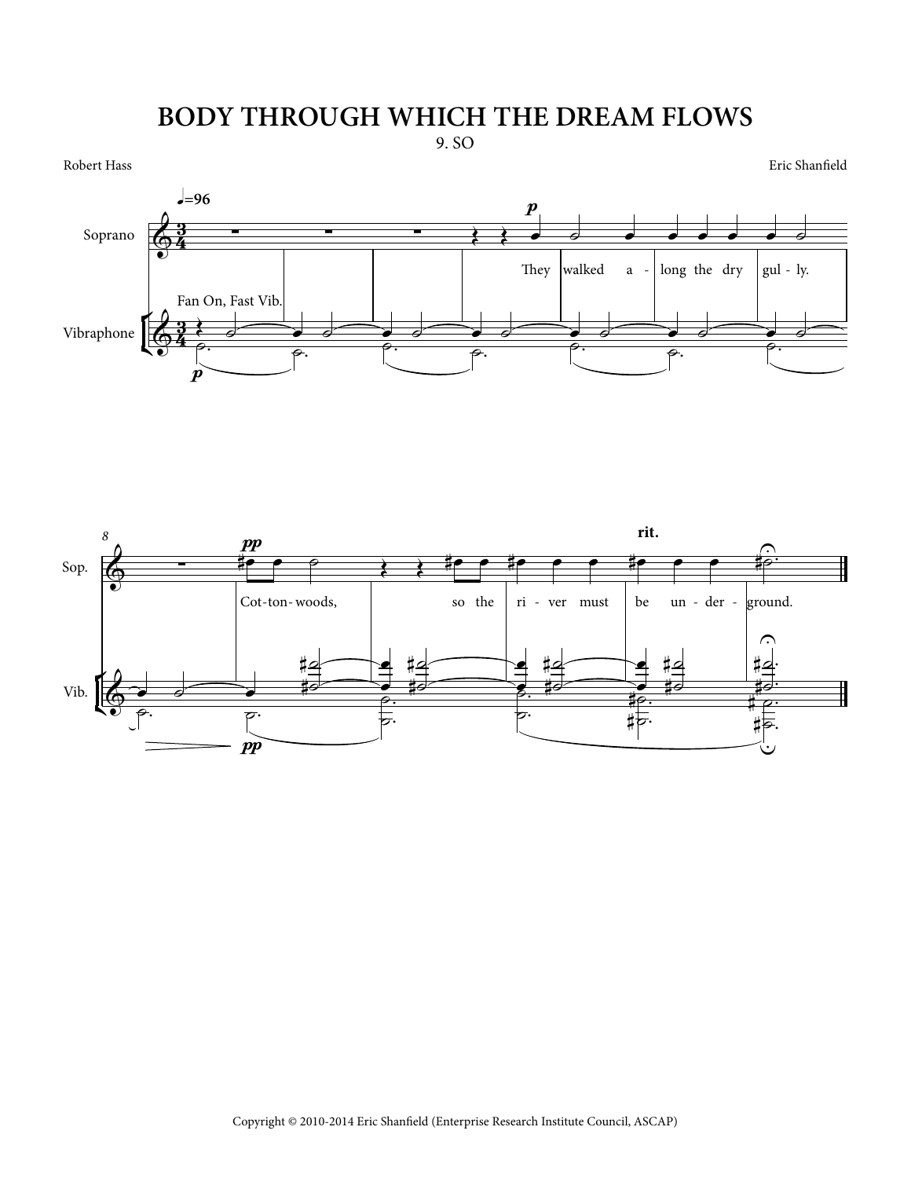# BODY THROUGH WHICH THE DREAM FLOWS

9. SO

Robert Hass

Eric Shanfield

Copyright © 2010-2014 Eric Shanfield (Enterprise Research Institute Council, ASCAP)